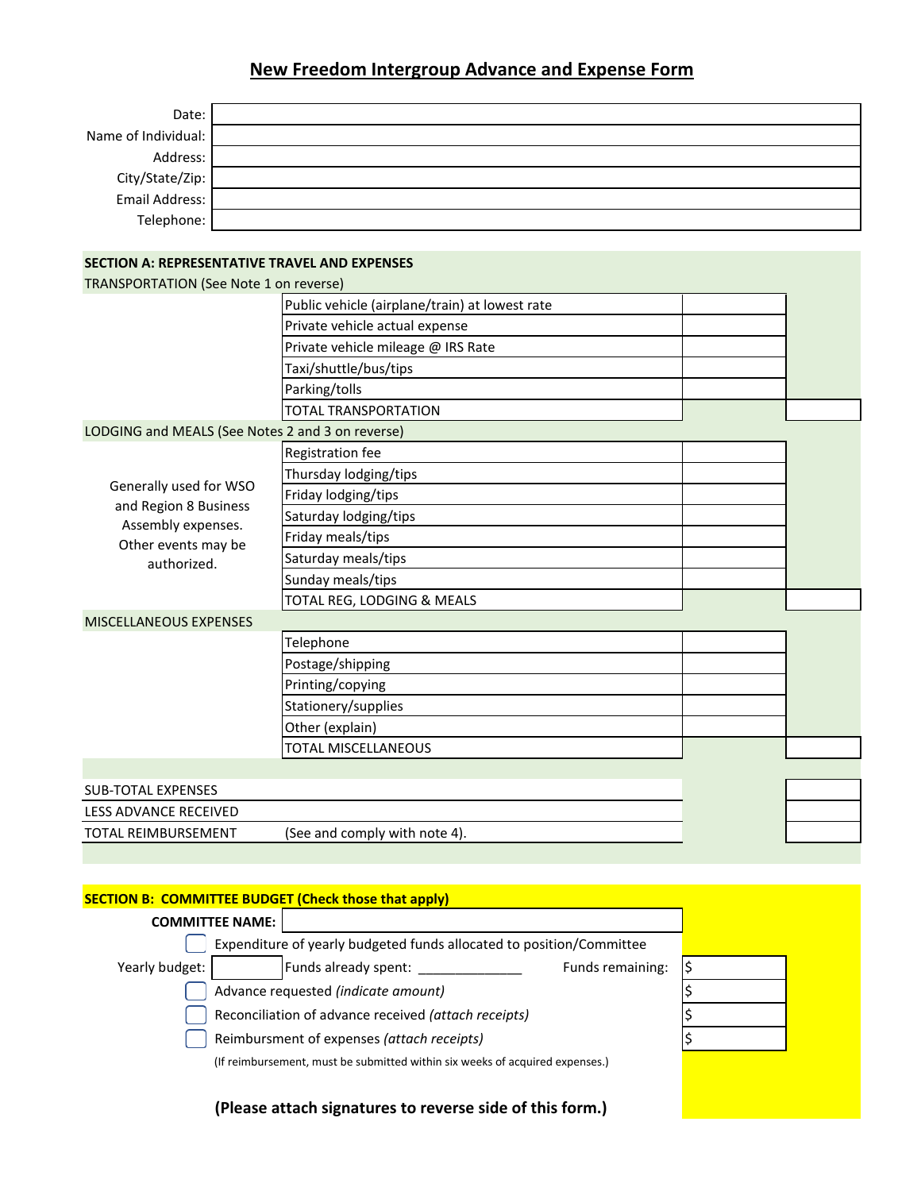# New Freedom Intergroup Advance and Expense Form

| | |
|---|---|
| Date: | |
| Name of Individual: | |
| Address: | |
| City/State/Zip: | |
| Email Address: | |
| Telephone: | |

## SECTION A: REPRESENTATIVE TRAVEL AND EXPENSES

TRANSPORTATION (See Note 1 on reverse)

| | | |
|---|---|---|
| Public vehicle (airplane/train) at lowest rate | | |
| Private vehicle actual expense | | |
| Private vehicle mileage @ IRS Rate | | |
| Taxi/shuttle/bus/tips | | |
| Parking/tolls | | |
| TOTAL TRANSPORTATION | | |

LODGING and MEALS (See Notes 2 and 3 on reverse)

Generally used for WSO and Region 8 Business Assembly expenses. Other events may be authorized.

| | | |
|---|---|---|
| Registration fee | | |
| Thursday lodging/tips | | |
| Friday lodging/tips | | |
| Saturday lodging/tips | | |
| Friday meals/tips | | |
| Saturday meals/tips | | |
| Sunday meals/tips | | |
| TOTAL REG, LODGING & MEALS | | |

MISCELLANEOUS EXPENSES

| | | |
|---|---|---|
| Telephone | | |
| Postage/shipping | | |
| Printing/copying | | |
| Stationery/supplies | | |
| Other (explain) | | |
| TOTAL MISCELLANEOUS | | |

| | | |
|---|---|---|
| SUB-TOTAL EXPENSES | | |
| LESS ADVANCE RECEIVED | | |
| TOTAL REIMBURSEMENT | (See and comply with note 4). | |

## SECTION B: COMMITTEE BUDGET (Check those that apply)

**COMMITTEE NAME:** ____________________

☐ Expenditure of yearly budgeted funds allocated to position/Committee

Yearly budget: ________ Funds already spent: ______________ Funds remaining: $

☐ Advance requested *(indicate amount)* $

☐ Reconciliation of advance received *(attach receipts)* $

☐ Reimbursment of expenses *(attach receipts)* $

(If reimbursement, must be submitted within six weeks of acquired expenses.)

**(Please attach signatures to reverse side of this form.)**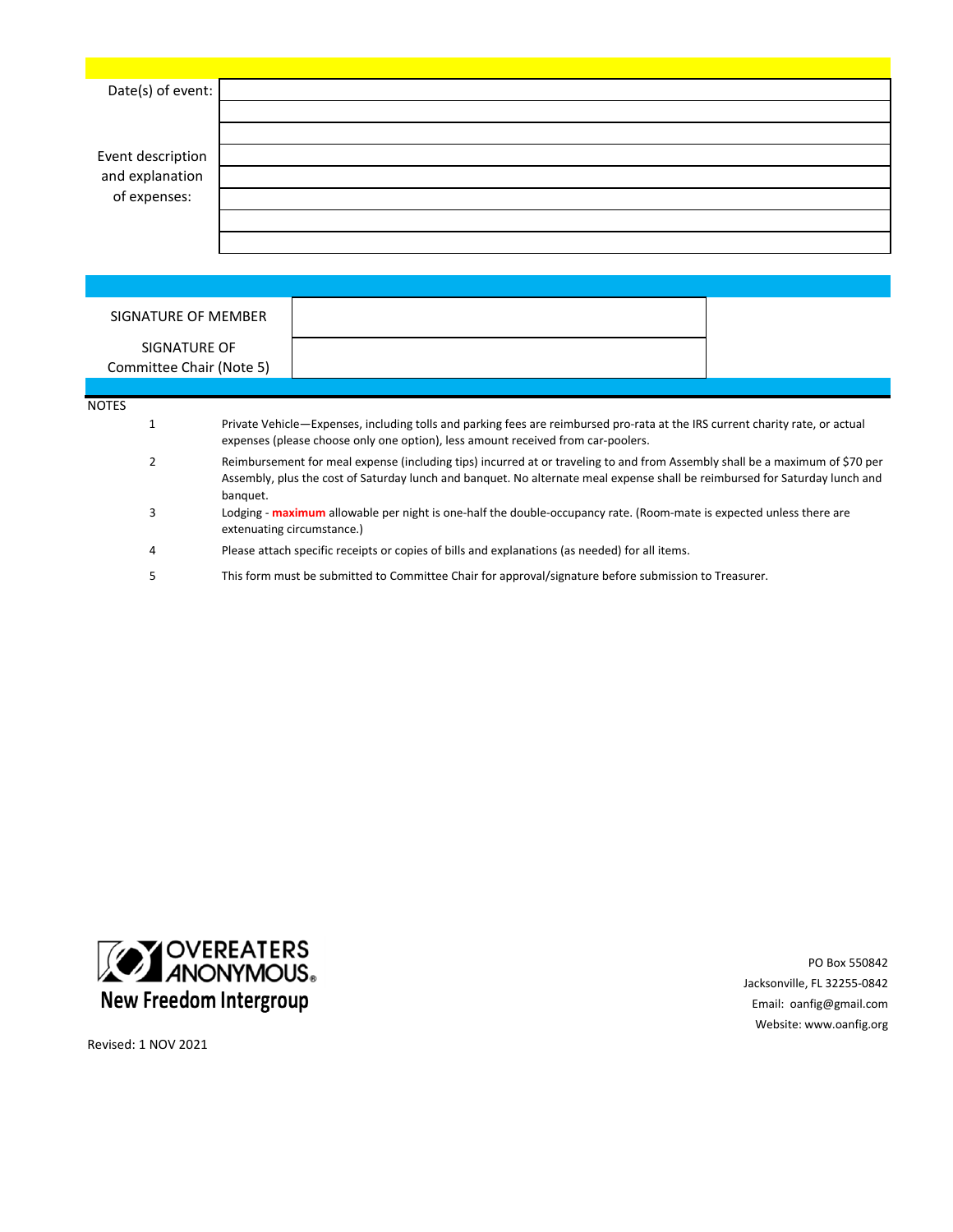| | |
|---|---|
| Date(s) of event: | |
| | |
| | |
| Event description and explanation of expenses: | |
| | |
| | |
| | |
| | |

| | |
|---|---|
| SIGNATURE OF MEMBER | |
| SIGNATURE OF Committee Chair (Note 5) | |

NOTES

1. Private Vehicle—Expenses, including tolls and parking fees are reimbursed pro-rata at the IRS current charity rate, or actual expenses (please choose only one option), less amount received from car-poolers.
2. Reimbursement for meal expense (including tips) incurred at or traveling to and from Assembly shall be a maximum of $70 per Assembly, plus the cost of Saturday lunch and banquet. No alternate meal expense shall be reimbursed for Saturday lunch and banquet.
3. Lodging - **maximum** allowable per night is one-half the double-occupancy rate. (Room-mate is expected unless there are extenuating circumstance.)
4. Please attach specific receipts or copies of bills and explanations (as needed) for all items.
5. This form must be submitted to Committee Chair for approval/signature before submission to Treasurer.

OVEREATERS ANONYMOUS®
**New Freedom Intergroup**

PO Box 550842
Jacksonville, FL 32255-0842
Email: oanfig@gmail.com
Website: www.oanfig.org

Revised: 1 NOV 2021